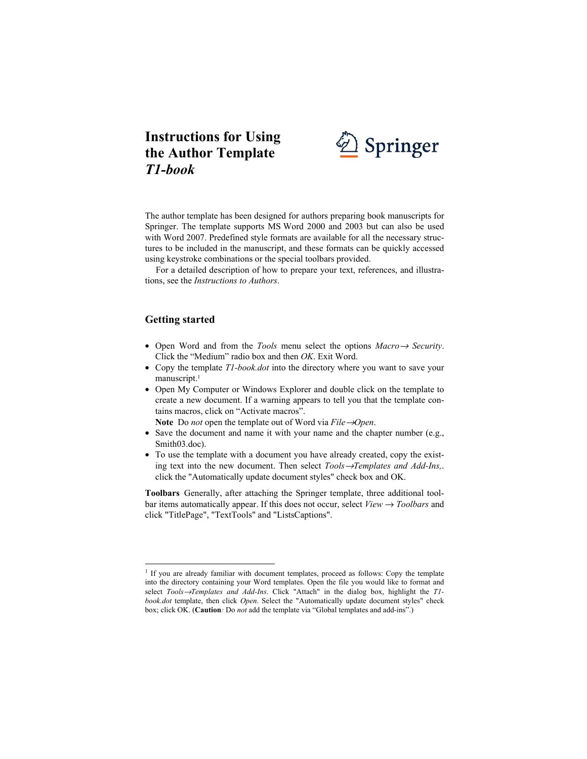# Instructions for Using the Author Template *T1-book*

Springer

The author template has been designed for authors preparing book manuscripts for Springer. The template supports MS Word 2000 and 2003 but can also be used with Word 2007. Predefined style formats are available for all the necessary structures to be included in the manuscript, and these formats can be quickly accessed using keystroke combinations or the special toolbars provided.

For a detailed description of how to prepare your text, references, and illustrations, see the *Instructions to Authors*.

## Getting started

- Open Word and from the *Tools* menu select the options *Macro→ Security*. Click the “Medium” radio box and then *OK*. Exit Word.
- Copy the template *T1-book.dot* into the directory where you want to save your manuscript.[1]
- Open My Computer or Windows Explorer and double click on the template to create a new document. If a warning appears to tell you that the template contains macros, click on “Activate macros”.
  **Note** Do *not* open the template out of Word via *File→Open*.
- Save the document and name it with your name and the chapter number (e.g., Smith03.doc).
- To use the template with a document you have already created, copy the existing text into the new document. Then select *Tools→Templates and Add-Ins,*. click the "Automatically update document styles" check box and OK.

**Toolbars** Generally, after attaching the Springer template, three additional toolbar items automatically appear. If this does not occur, select *View → Toolbars* and click "TitlePage", "TextTools" and "ListsCaptions".

---

[1] If you are already familiar with document templates, proceed as follows: Copy the template into the directory containing your Word templates. Open the file you would like to format and select *Tools→Templates and Add-Ins*. Click "Attach" in the dialog box, highlight the *T1-book.dot* template, then click *Open*. Select the "Automatically update document styles" check box; click OK. (**Caution***:* Do *not* add the template via “Global templates and add-ins”.)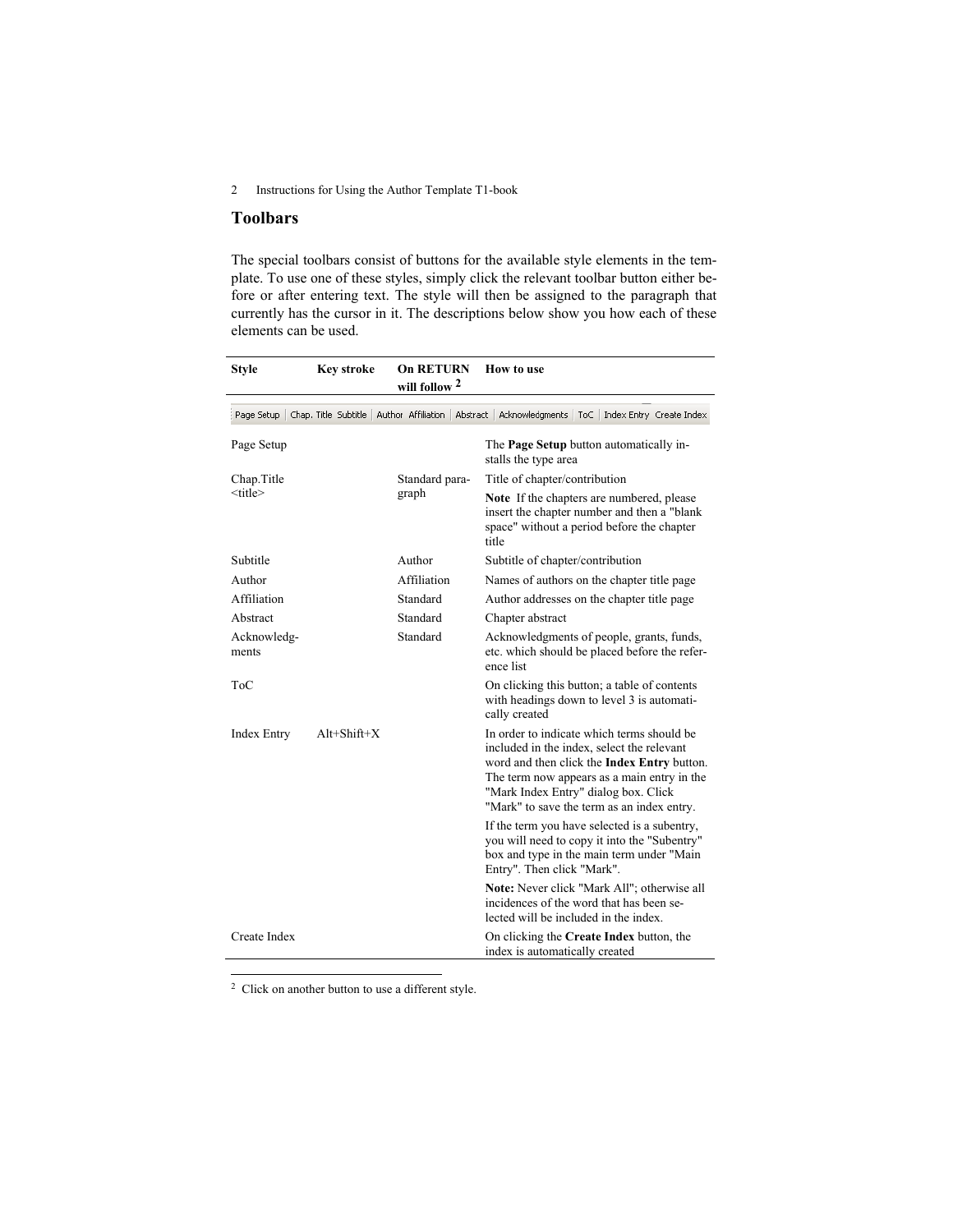## Toolbars

The special toolbars consist of buttons for the available style elements in the template. To use one of these styles, simply click the relevant toolbar button either before or after entering text. The style will then be assigned to the paragraph that currently has the cursor in it. The descriptions below show you how each of these elements can be used.

| Style | Key stroke | On RETURN will follow [2] | How to use |
|---|---|---|---|
| Page Setup \| Chap. Title Subtitle \| Author Affiliation \| Abstract \| Acknowledgments \| ToC \| Index Entry Create Index | | | |
| Page Setup | | | The **Page Setup** button automatically installs the type area |
| Chap.Title <title> | | Standard paragraph | Title of chapter/contribution<br>**Note** If the chapters are numbered, please insert the chapter number and then a "blank space" without a period before the chapter title |
| Subtitle | | Author | Subtitle of chapter/contribution |
| Author | | Affiliation | Names of authors on the chapter title page |
| Affiliation | | Standard | Author addresses on the chapter title page |
| Abstract | | Standard | Chapter abstract |
| Acknowledgments | | Standard | Acknowledgments of people, grants, funds, etc. which should be placed before the reference list |
| ToC | | | On clicking this button; a table of contents with headings down to level 3 is automatically created |
| Index Entry | Alt+Shift+X | | In order to indicate which terms should be included in the index, select the relevant word and then click the **Index Entry** button. The term now appears as a main entry in the "Mark Index Entry" dialog box. Click "Mark" to save the term as an index entry.<br>If the term you have selected is a subentry, you will need to copy it into the "Subentry" box and type in the main term under "Main Entry". Then click "Mark".<br>**Note:** Never click "Mark All"; otherwise all incidences of the word that has been selected will be included in the index. |
| Create Index | | | On clicking the **Create Index** button, the index is automatically created |

[2] Click on another button to use a different style.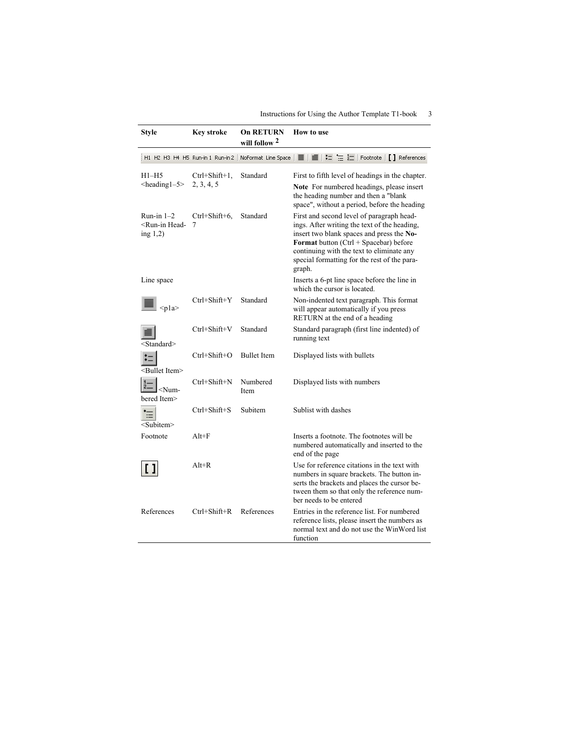| Style | Key stroke | On RETURN will follow [2] | How to use |
|---|---|---|---|
| H1–H5 <heading1–5> | Ctrl+Shift+1, 2, 3, 4, 5 | Standard | First to fifth level of headings in the chapter. **Note** For numbered headings, please insert the heading number and then a "blank space", without a period, before the heading |
| Run-in 1–2 <Run-in Heading 1,2) | Ctrl+Shift+6, 7 | Standard | First and second level of paragraph headings. After writing the text of the heading, insert two blank spaces and press the **No-Format** button (Ctrl + Spacebar) before continuing with the text to eliminate any special formatting for the rest of the paragraph. |
| Line space | | | Inserts a 6-pt line space before the line in which the cursor is located. |
| <p1a> | Ctrl+Shift+Y | Standard | Non-indented text paragraph. This format will appear automatically if you press RETURN at the end of a heading |
| <Standard> | Ctrl+Shift+V | Standard | Standard paragraph (first line indented) of running text |
| <Bullet Item> | Ctrl+Shift+O | Bullet Item | Displayed lists with bullets |
| <Numbered Item> | Ctrl+Shift+N | Numbered Item | Displayed lists with numbers |
| <Subitem> | Ctrl+Shift+S | Subitem | Sublist with dashes |
| Footnote | Alt+F | | Inserts a footnote. The footnotes will be numbered automatically and inserted to the end of the page |
| [ ] | Alt+R | | Use for reference citations in the text with numbers in square brackets. The button inserts the brackets and places the cursor between them so that only the reference number needs to be entered |
| References | Ctrl+Shift+R | References | Entries in the reference list. For numbered reference lists, please insert the numbers as normal text and do not use the WinWord list function |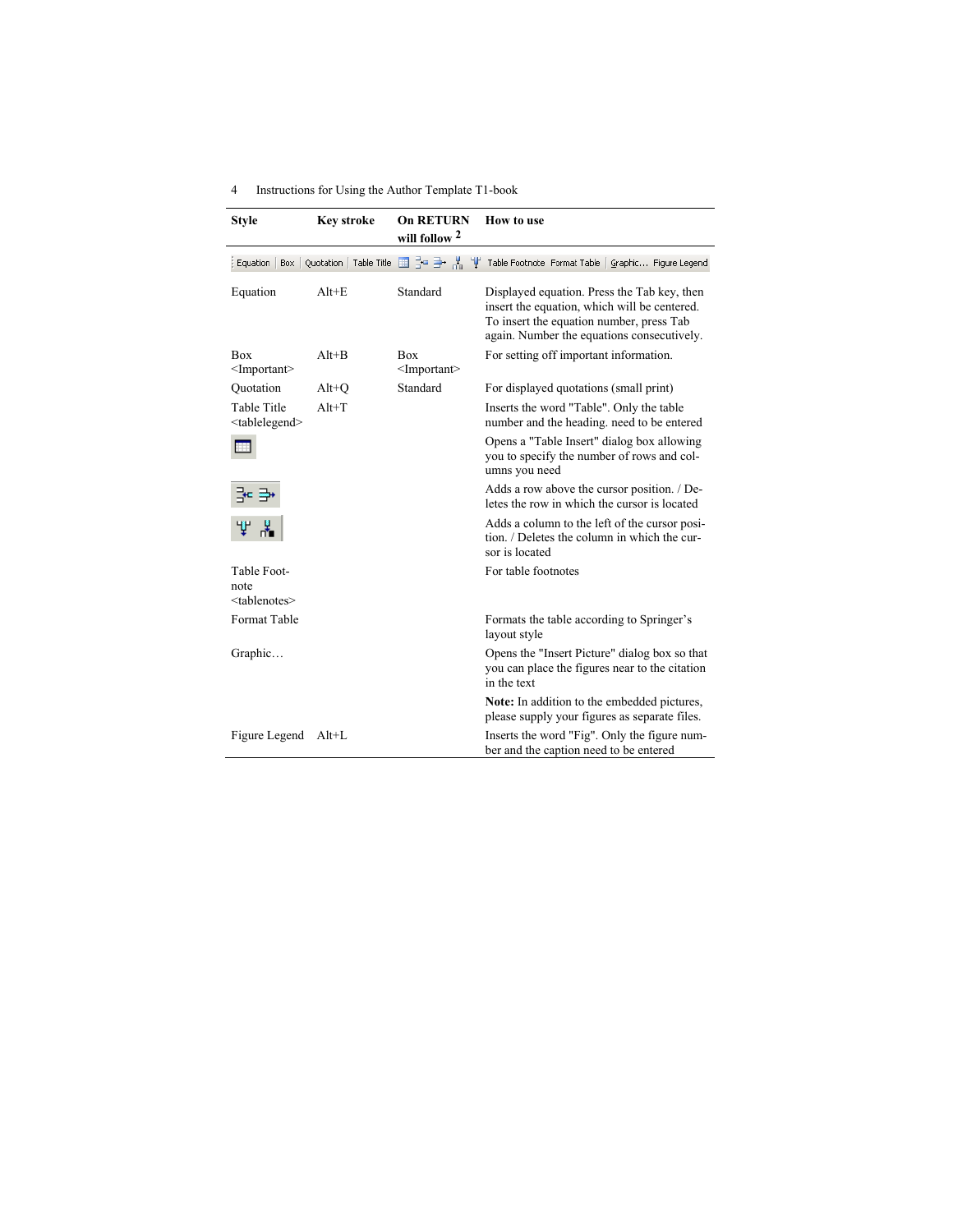| Style | Key stroke | On RETURN will follow [2] | How to use |
| --- | --- | --- | --- |
| Equation │ Box │ Quotation │ Table Title | | | Table Footnote Format Table │ Graphic… Figure Legend |
| Equation | Alt+E | Standard | Displayed equation. Press the Tab key, then insert the equation, which will be centered. To insert the equation number, press Tab again. Number the equations consecutively. |
| Box <Important> | Alt+B | Box <Important> | For setting off important information. |
| Quotation | Alt+Q | Standard | For displayed quotations (small print) |
| Table Title <tablelegend> | Alt+T | | Inserts the word "Table". Only the table number and the heading. need to be entered |
| | | | Opens a "Table Insert" dialog box allowing you to specify the number of rows and columns you need |
| | | | Adds a row above the cursor position. / Deletes the row in which the cursor is located |
| | | | Adds a column to the left of the cursor position. / Deletes the column in which the cursor is located |
| Table Footnote <tablenotes> | | | For table footnotes |
| Format Table | | | Formats the table according to Springer's layout style |
| Graphic… | | | Opens the "Insert Picture" dialog box so that you can place the figures near to the citation in the text |
| | | | **Note:** In addition to the embedded pictures, please supply your figures as separate files. |
| Figure Legend | Alt+L | | Inserts the word "Fig". Only the figure number and the caption need to be entered |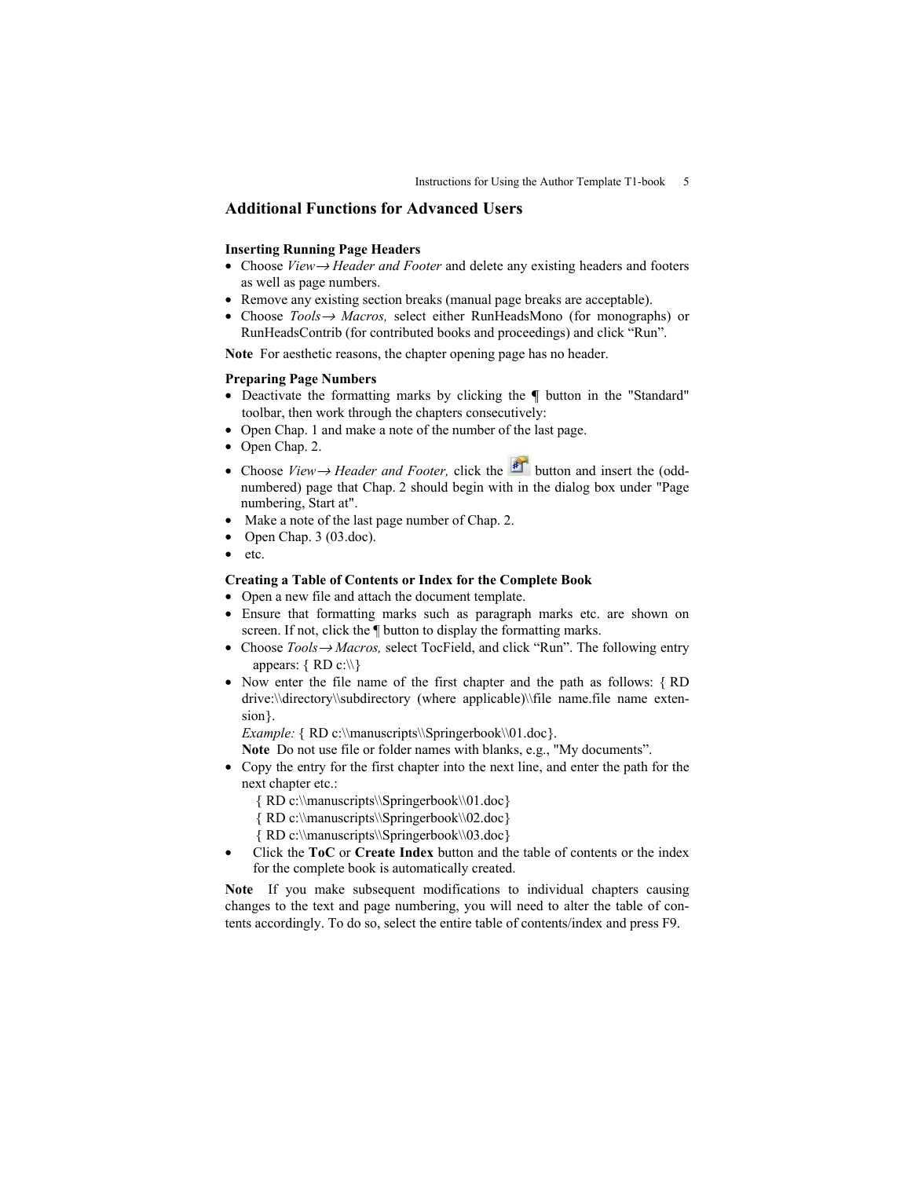## Additional Functions for Advanced Users

### Inserting Running Page Headers

- Choose *View→ Header and Footer* and delete any existing headers and footers as well as page numbers.
- Remove any existing section breaks (manual page breaks are acceptable).
- Choose *Tools→ Macros,* select either RunHeadsMono (for monographs) or RunHeadsContrib (for contributed books and proceedings) and click "Run".

**Note** For aesthetic reasons, the chapter opening page has no header.

### Preparing Page Numbers

- Deactivate the formatting marks by clicking the ¶ button in the "Standard" toolbar, then work through the chapters consecutively:
- Open Chap. 1 and make a note of the number of the last page.
- Open Chap. 2.
- Choose *View→ Header and Footer,* click the button and insert the (odd-numbered) page that Chap. 2 should begin with in the dialog box under "Page numbering, Start at".
- Make a note of the last page number of Chap. 2.
- Open Chap. 3 (03.doc).
- etc.

### Creating a Table of Contents or Index for the Complete Book

- Open a new file and attach the document template.
- Ensure that formatting marks such as paragraph marks etc. are shown on screen. If not, click the ¶ button to display the formatting marks.
- Choose *Tools→ Macros,* select TocField, and click "Run". The following entry appears: { RD c:\\}
- Now enter the file name of the first chapter and the path as follows: { RD drive:\\directory\\subdirectory (where applicable)\\file name.file name extension}.

  *Example:* { RD c:\\manuscripts\\Springerbook\\01.doc}.

  **Note** Do not use file or folder names with blanks, e.g., "My documents".
- Copy the entry for the first chapter into the next line, and enter the path for the next chapter etc.:

  { RD c:\\manuscripts\\Springerbook\\01.doc}
  { RD c:\\manuscripts\\Springerbook\\02.doc}
  { RD c:\\manuscripts\\Springerbook\\03.doc}
- Click the **ToC** or **Create Index** button and the table of contents or the index for the complete book is automatically created.

**Note** If you make subsequent modifications to individual chapters causing changes to the text and page numbering, you will need to alter the table of contents accordingly. To do so, select the entire table of contents/index and press F9.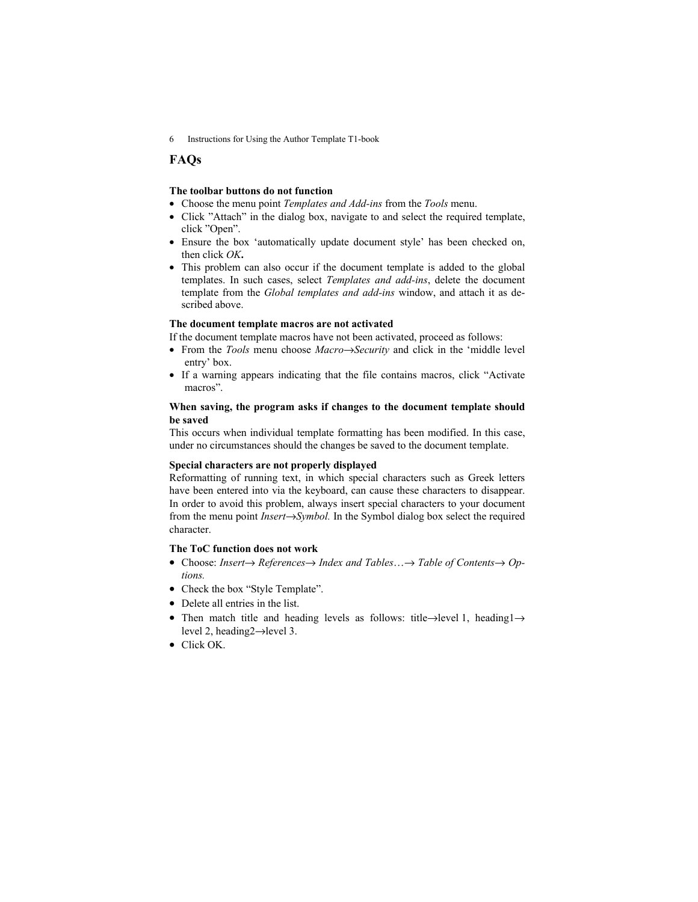## FAQs

**The toolbar buttons do not function**

- Choose the menu point *Templates and Add-ins* from the *Tools* menu.
- Click ”Attach” in the dialog box, navigate to and select the required template, click ”Open”.
- Ensure the box 'automatically update document style' has been checked on, then click *OK*.
- This problem can also occur if the document template is added to the global templates. In such cases, select *Templates and add-ins*, delete the document template from the *Global templates and add-ins* window, and attach it as described above.

**The document template macros are not activated**

If the document template macros have not been activated, proceed as follows:

- From the *Tools* menu choose *Macro→Security* and click in the 'middle level entry' box.
- If a warning appears indicating that the file contains macros, click “Activate macros”.

**When saving, the program asks if changes to the document template should be saved**

This occurs when individual template formatting has been modified. In this case, under no circumstances should the changes be saved to the document template.

**Special characters are not properly displayed**

Reformatting of running text, in which special characters such as Greek letters have been entered into via the keyboard, can cause these characters to disappear. In order to avoid this problem, always insert special characters to your document from the menu point *Insert→Symbol.* In the Symbol dialog box select the required character.

**The ToC function does not work**

- Choose: *Insert→ References→ Index and Tables…→ Table of Contents→ Options.*
- Check the box “Style Template”.
- Delete all entries in the list.
- Then match title and heading levels as follows: title→level 1, heading1→ level 2, heading2→level 3.
- Click OK.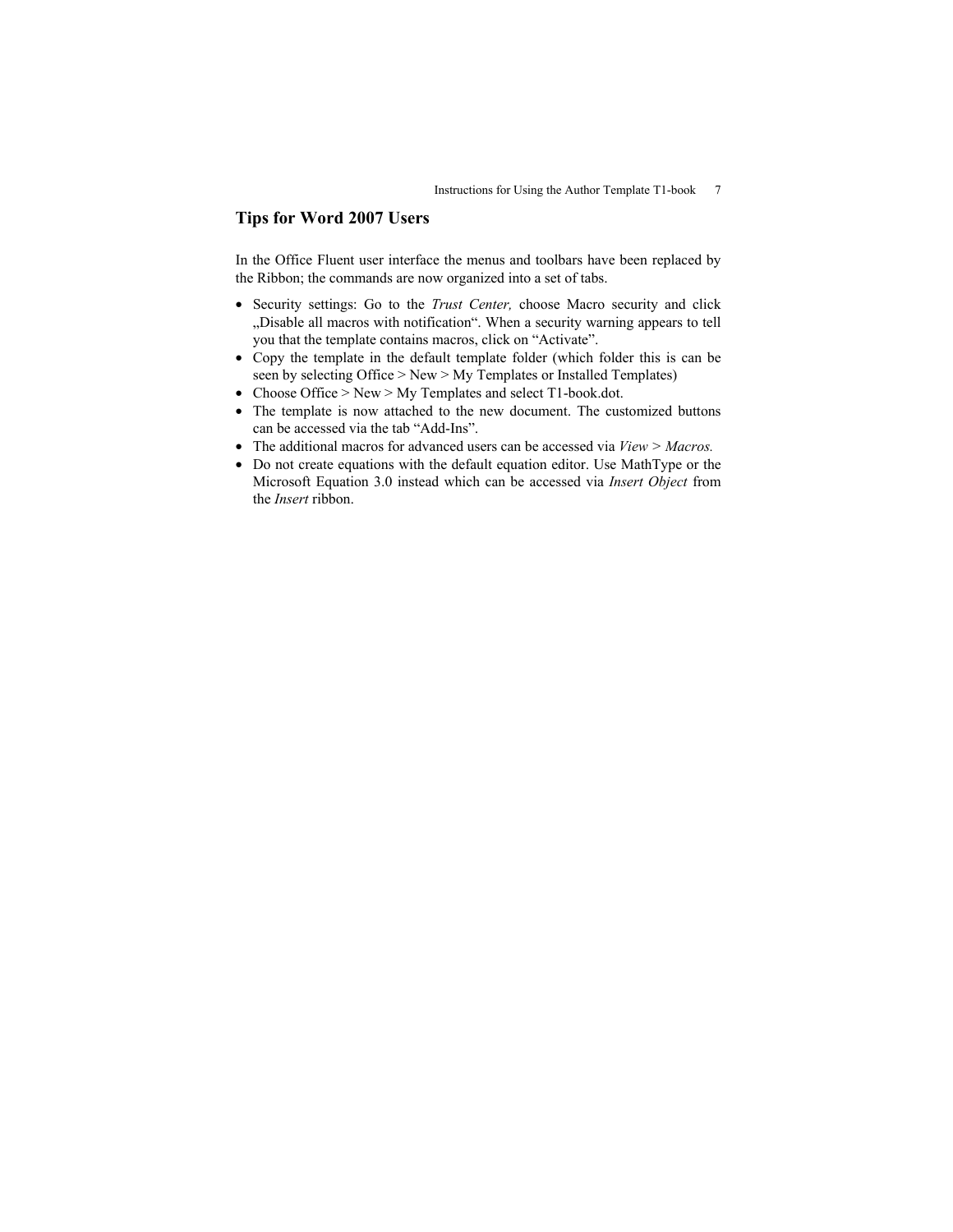## Tips for Word 2007 Users

In the Office Fluent user interface the menus and toolbars have been replaced by the Ribbon; the commands are now organized into a set of tabs.

- Security settings: Go to the *Trust Center,* choose Macro security and click „Disable all macros with notification“. When a security warning appears to tell you that the template contains macros, click on “Activate”.
- Copy the template in the default template folder (which folder this is can be seen by selecting Office > New > My Templates or Installed Templates)
- Choose Office > New > My Templates and select T1-book.dot.
- The template is now attached to the new document. The customized buttons can be accessed via the tab “Add-Ins”.
- The additional macros for advanced users can be accessed via *View* > *Macros.*
- Do not create equations with the default equation editor. Use MathType or the Microsoft Equation 3.0 instead which can be accessed via *Insert Object* from the *Insert* ribbon.